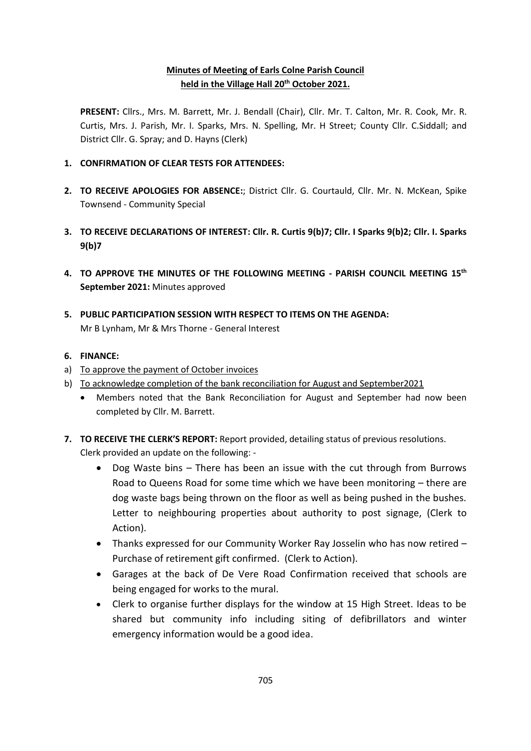**Minutes of Meeting of Earls Colne Parish Council held in the Village Hall 20th October 2021.**

**PRESENT:** Cllrs., Mrs. M. Barrett, Mr. J. Bendall (Chair), Cllr. Mr. T. Calton, Mr. R. Cook, Mr. R. Curtis, Mrs. J. Parish, Mr. I. Sparks, Mrs. N. Spelling, Mr. H Street; County Cllr. C.Siddall; and District Cllr. G. Spray; and D. Hayns (Clerk)

1. **CONFIRMATION OF CLEAR TESTS FOR ATTENDEES:**

2. **TO RECEIVE APOLOGIES FOR ABSENCE:**; District Cllr. G. Courtauld, Cllr. Mr. N. McKean, Spike Townsend - Community Special

3. **TO RECEIVE DECLARATIONS OF INTEREST: Cllr. R. Curtis 9(b)7; Cllr. I Sparks 9(b)2; Cllr. I. Sparks 9(b)7**

4. **TO APPROVE THE MINUTES OF THE FOLLOWING MEETING - PARISH COUNCIL MEETING 15th September 2021:** Minutes approved

5. **PUBLIC PARTICIPATION SESSION WITH RESPECT TO ITEMS ON THE AGENDA:**
   Mr B Lynham, Mr & Mrs Thorne - General Interest

6. **FINANCE:**

a) To approve the payment of October invoices

b) To acknowledge completion of the bank reconciliation for August and September2021
   - Members noted that the Bank Reconciliation for August and September had now been completed by Cllr. M. Barrett.

7. **TO RECEIVE THE CLERK'S REPORT:** Report provided, detailing status of previous resolutions.
   Clerk provided an update on the following: -
   - Dog Waste bins – There has been an issue with the cut through from Burrows Road to Queens Road for some time which we have been monitoring – there are dog waste bags being thrown on the floor as well as being pushed in the bushes. Letter to neighbouring properties about authority to post signage, (Clerk to Action).
   - Thanks expressed for our Community Worker Ray Josselin who has now retired – Purchase of retirement gift confirmed. (Clerk to Action).
   - Garages at the back of De Vere Road Confirmation received that schools are being engaged for works to the mural.
   - Clerk to organise further displays for the window at 15 High Street. Ideas to be shared but community info including siting of defibrillators and winter emergency information would be a good idea.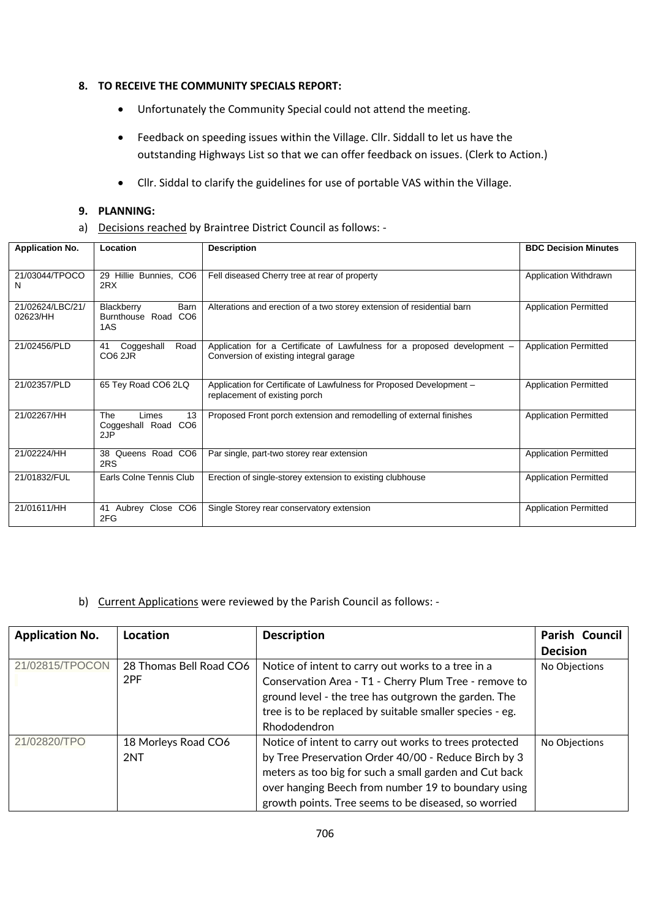## 8. TO RECEIVE THE COMMUNITY SPECIALS REPORT:

- Unfortunately the Community Special could not attend the meeting.
- Feedback on speeding issues within the Village. Cllr. Siddall to let us have the outstanding Highways List so that we can offer feedback on issues. (Clerk to Action.)
- Cllr. Siddal to clarify the guidelines for use of portable VAS within the Village.

## 9. PLANNING:

a) Decisions reached by Braintree District Council as follows: -

| Application No. | Location | Description | BDC Decision Minutes |
|---|---|---|---|
| 21/03044/TPOCON | 29 Hillie Bunnies, CO6 2RX | Fell diseased Cherry tree at rear of property | Application Withdrawn |
| 21/02624/LBC/21/02623/HH | Blackberry Barn Burnthouse Road CO6 1AS | Alterations and erection of a two storey extension of residential barn | Application Permitted |
| 21/02456/PLD | 41 Coggeshall Road CO6 2JR | Application for a Certificate of Lawfulness for a proposed development – Conversion of existing integral garage | Application Permitted |
| 21/02357/PLD | 65 Tey Road CO6 2LQ | Application for Certificate of Lawfulness for Proposed Development – replacement of existing porch | Application Permitted |
| 21/02267/HH | The Limes 13 Coggeshall Road CO6 2JP | Proposed Front porch extension and remodelling of external finishes | Application Permitted |
| 21/02224/HH | 38 Queens Road CO6 2RS | Par single, part-two storey rear extension | Application Permitted |
| 21/01832/FUL | Earls Colne Tennis Club | Erection of single-storey extension to existing clubhouse | Application Permitted |
| 21/01611/HH | 41 Aubrey Close CO6 2FG | Single Storey rear conservatory extension | Application Permitted |

b) Current Applications were reviewed by the Parish Council as follows: -

| Application No. | Location | Description | Parish Council Decision |
|---|---|---|---|
| 21/02815/TPOCON | 28 Thomas Bell Road CO6 2PF | Notice of intent to carry out works to a tree in a Conservation Area - T1 - Cherry Plum Tree - remove to ground level - the tree has outgrown the garden. The tree is to be replaced by suitable smaller species - eg. Rhododendron | No Objections |
| 21/02820/TPO | 18 Morleys Road CO6 2NT | Notice of intent to carry out works to trees protected by Tree Preservation Order 40/00 - Reduce Birch by 3 meters as too big for such a small garden and Cut back over hanging Beech from number 19 to boundary using growth points. Tree seems to be diseased, so worried | No Objections |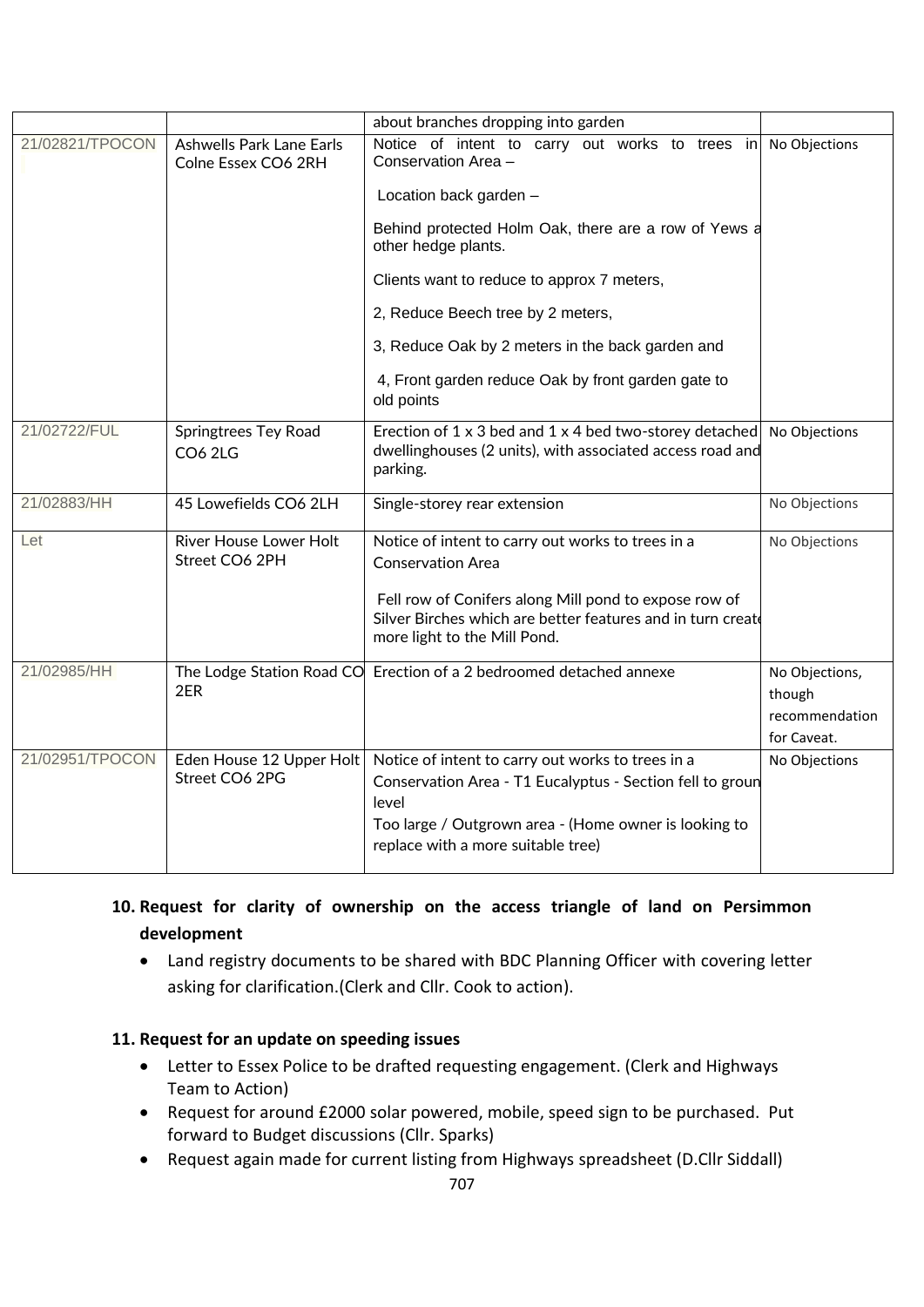| | | about branches dropping into garden | |
|---|---|---|---|
| 21/02821/TPOCON | Ashwells Park Lane Earls Colne Essex CO6 2RH | Notice of intent to carry out works to trees in Conservation Area – <br><br> Location back garden – <br><br> Behind protected Holm Oak, there are a row of Yews a other hedge plants. <br><br> Clients want to reduce to approx 7 meters, <br><br> 2, Reduce Beech tree by 2 meters, <br><br> 3, Reduce Oak by 2 meters in the back garden and <br><br> 4, Front garden reduce Oak by front garden gate to old points | No Objections |
| 21/02722/FUL | Springtrees Tey Road CO6 2LG | Erection of 1 x 3 bed and 1 x 4 bed two-storey detached dwellinghouses (2 units), with associated access road and parking. | No Objections |
| 21/02883/HH | 45 Lowefields CO6 2LH | Single-storey rear extension | No Objections |
| Let | River House Lower Holt Street CO6 2PH | Notice of intent to carry out works to trees in a Conservation Area <br><br> Fell row of Conifers along Mill pond to expose row of Silver Birches which are better features and in turn create more light to the Mill Pond. | No Objections |
| 21/02985/HH | The Lodge Station Road CO 2ER | Erection of a 2 bedroomed detached annexe | No Objections, though recommendation for Caveat. |
| 21/02951/TPOCON | Eden House 12 Upper Holt Street CO6 2PG | Notice of intent to carry out works to trees in a Conservation Area - T1 Eucalyptus - Section fell to ground level <br> Too large / Outgrown area - (Home owner is looking to replace with a more suitable tree) | No Objections |

**10. Request for clarity of ownership on the access triangle of land on Persimmon development**

- Land registry documents to be shared with BDC Planning Officer with covering letter asking for clarification.(Clerk and Cllr. Cook to action).

**11. Request for an update on speeding issues**

- Letter to Essex Police to be drafted requesting engagement. (Clerk and Highways Team to Action)
- Request for around £2000 solar powered, mobile, speed sign to be purchased. Put forward to Budget discussions (Cllr. Sparks)
- Request again made for current listing from Highways spreadsheet (D.Cllr Siddall)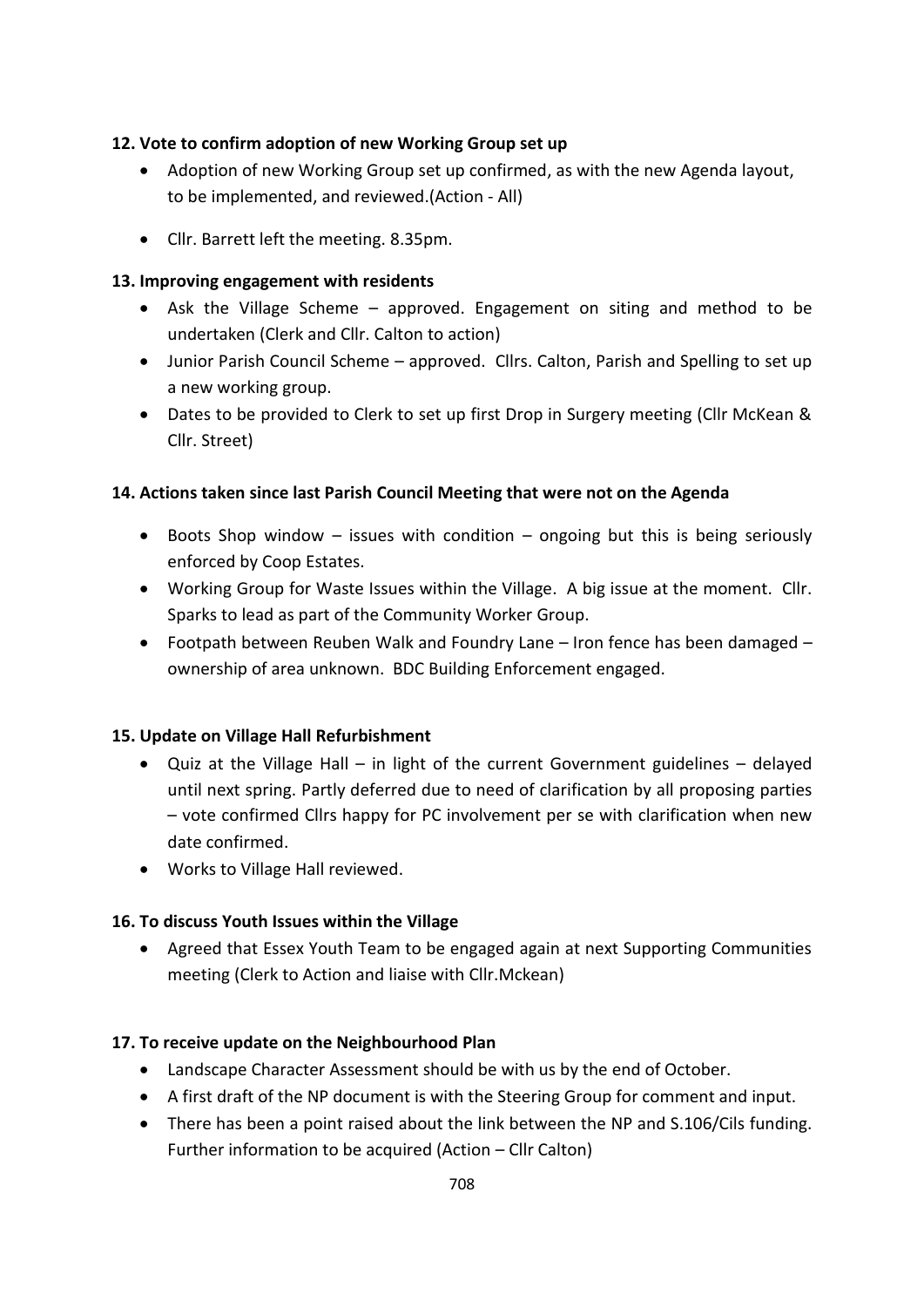**12. Vote to confirm adoption of new Working Group set up**

- Adoption of new Working Group set up confirmed, as with the new Agenda layout, to be implemented, and reviewed.(Action - All)
- Cllr. Barrett left the meeting. 8.35pm.

**13. Improving engagement with residents**

- Ask the Village Scheme – approved. Engagement on siting and method to be undertaken (Clerk and Cllr. Calton to action)
- Junior Parish Council Scheme – approved. Cllrs. Calton, Parish and Spelling to set up a new working group.
- Dates to be provided to Clerk to set up first Drop in Surgery meeting (Cllr McKean & Cllr. Street)

**14. Actions taken since last Parish Council Meeting that were not on the Agenda**

- Boots Shop window – issues with condition – ongoing but this is being seriously enforced by Coop Estates.
- Working Group for Waste Issues within the Village. A big issue at the moment. Cllr. Sparks to lead as part of the Community Worker Group.
- Footpath between Reuben Walk and Foundry Lane – Iron fence has been damaged – ownership of area unknown. BDC Building Enforcement engaged.

**15. Update on Village Hall Refurbishment**

- Quiz at the Village Hall – in light of the current Government guidelines – delayed until next spring. Partly deferred due to need of clarification by all proposing parties – vote confirmed Cllrs happy for PC involvement per se with clarification when new date confirmed.
- Works to Village Hall reviewed.

**16. To discuss Youth Issues within the Village**

- Agreed that Essex Youth Team to be engaged again at next Supporting Communities meeting (Clerk to Action and liaise with Cllr.Mckean)

**17. To receive update on the Neighbourhood Plan**

- Landscape Character Assessment should be with us by the end of October.
- A first draft of the NP document is with the Steering Group for comment and input.
- There has been a point raised about the link between the NP and S.106/Cils funding. Further information to be acquired (Action – Cllr Calton)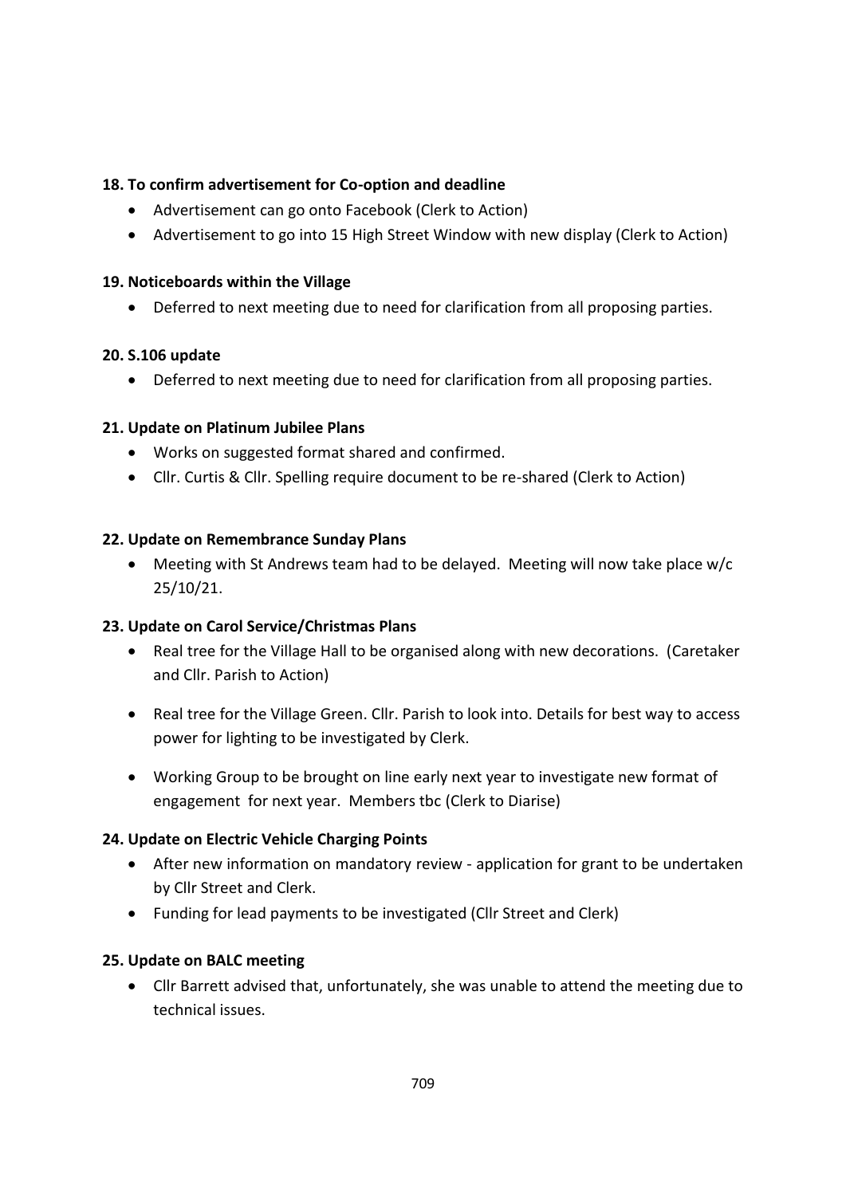**18. To confirm advertisement for Co-option and deadline**

- Advertisement can go onto Facebook (Clerk to Action)
- Advertisement to go into 15 High Street Window with new display (Clerk to Action)

**19. Noticeboards within the Village**

- Deferred to next meeting due to need for clarification from all proposing parties.

**20. S.106 update**

- Deferred to next meeting due to need for clarification from all proposing parties.

**21. Update on Platinum Jubilee Plans**

- Works on suggested format shared and confirmed.
- Cllr. Curtis & Cllr. Spelling require document to be re-shared (Clerk to Action)

**22. Update on Remembrance Sunday Plans**

- Meeting with St Andrews team had to be delayed. Meeting will now take place w/c 25/10/21.

**23. Update on Carol Service/Christmas Plans**

- Real tree for the Village Hall to be organised along with new decorations. (Caretaker and Cllr. Parish to Action)
- Real tree for the Village Green. Cllr. Parish to look into. Details for best way to access power for lighting to be investigated by Clerk.
- Working Group to be brought on line early next year to investigate new format of engagement for next year. Members tbc (Clerk to Diarise)

**24. Update on Electric Vehicle Charging Points**

- After new information on mandatory review - application for grant to be undertaken by Cllr Street and Clerk.
- Funding for lead payments to be investigated (Cllr Street and Clerk)

**25. Update on BALC meeting**

- Cllr Barrett advised that, unfortunately, she was unable to attend the meeting due to technical issues.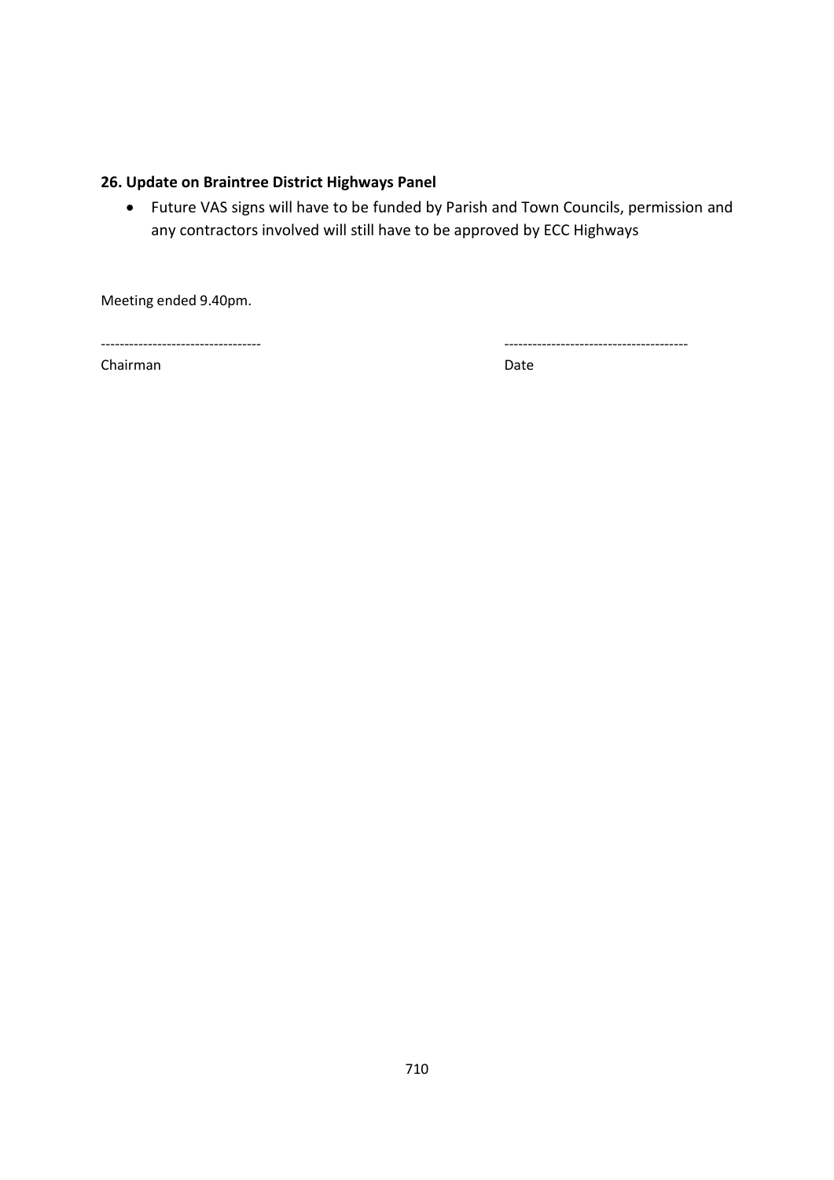**26. Update on Braintree District Highways Panel**

- Future VAS signs will have to be funded by Parish and Town Councils, permission and any contractors involved will still have to be approved by ECC Highways

Meeting ended 9.40pm.

---------------------------------- ---------------------------------------

Chairman Date